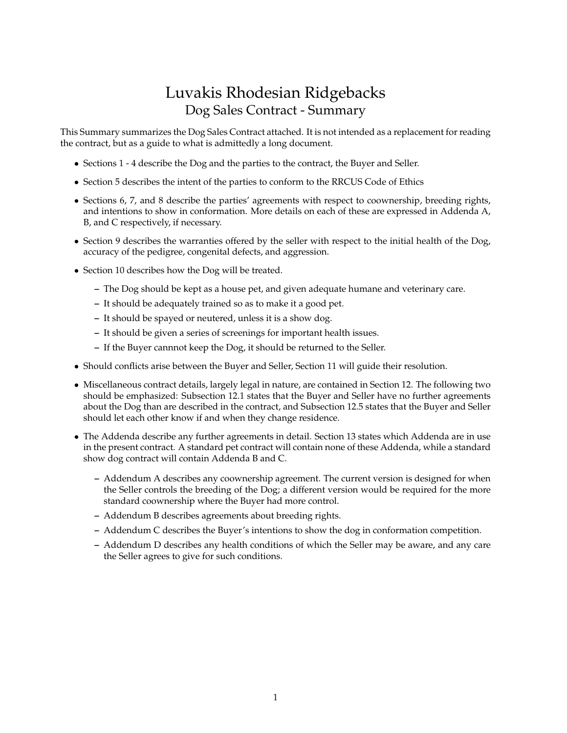# Luvakis Rhodesian Ridgebacks

## Dog Sales Contract - Summary

This Summary summarizes the Dog Sales Contract attached. It is not intended as a replacement for reading the contract, but as a guide to what is admittedly a long document.

- Sections 1 - 4 describe the Dog and the parties to the contract, the Buyer and Seller.
- Section 5 describes the intent of the parties to conform to the RRCUS Code of Ethics
- Sections 6, 7, and 8 describe the parties' agreements with respect to coownership, breeding rights, and intentions to show in conformation. More details on each of these are expressed in Addenda A, B, and C respectively, if necessary.
- Section 9 describes the warranties offered by the seller with respect to the initial health of the Dog, accuracy of the pedigree, congenital defects, and aggression.
- Section 10 describes how the Dog will be treated.
  - The Dog should be kept as a house pet, and given adequate humane and veterinary care.
  - It should be adequately trained so as to make it a good pet.
  - It should be spayed or neutered, unless it is a show dog.
  - It should be given a series of screenings for important health issues.
  - If the Buyer cannnot keep the Dog, it should be returned to the Seller.
- Should conflicts arise between the Buyer and Seller, Section 11 will guide their resolution.
- Miscellaneous contract details, largely legal in nature, are contained in Section 12. The following two should be emphasized: Subsection 12.1 states that the Buyer and Seller have no further agreements about the Dog than are described in the contract, and Subsection 12.5 states that the Buyer and Seller should let each other know if and when they change residence.
- The Addenda describe any further agreements in detail. Section 13 states which Addenda are in use in the present contract. A standard pet contract will contain none of these Addenda, while a standard show dog contract will contain Addenda B and C.
  - Addendum A describes any coownership agreement. The current version is designed for when the Seller controls the breeding of the Dog; a different version would be required for the more standard coownership where the Buyer had more control.
  - Addendum B describes agreements about breeding rights.
  - Addendum C describes the Buyer's intentions to show the dog in conformation competition.
  - Addendum D describes any health conditions of which the Seller may be aware, and any care the Seller agrees to give for such conditions.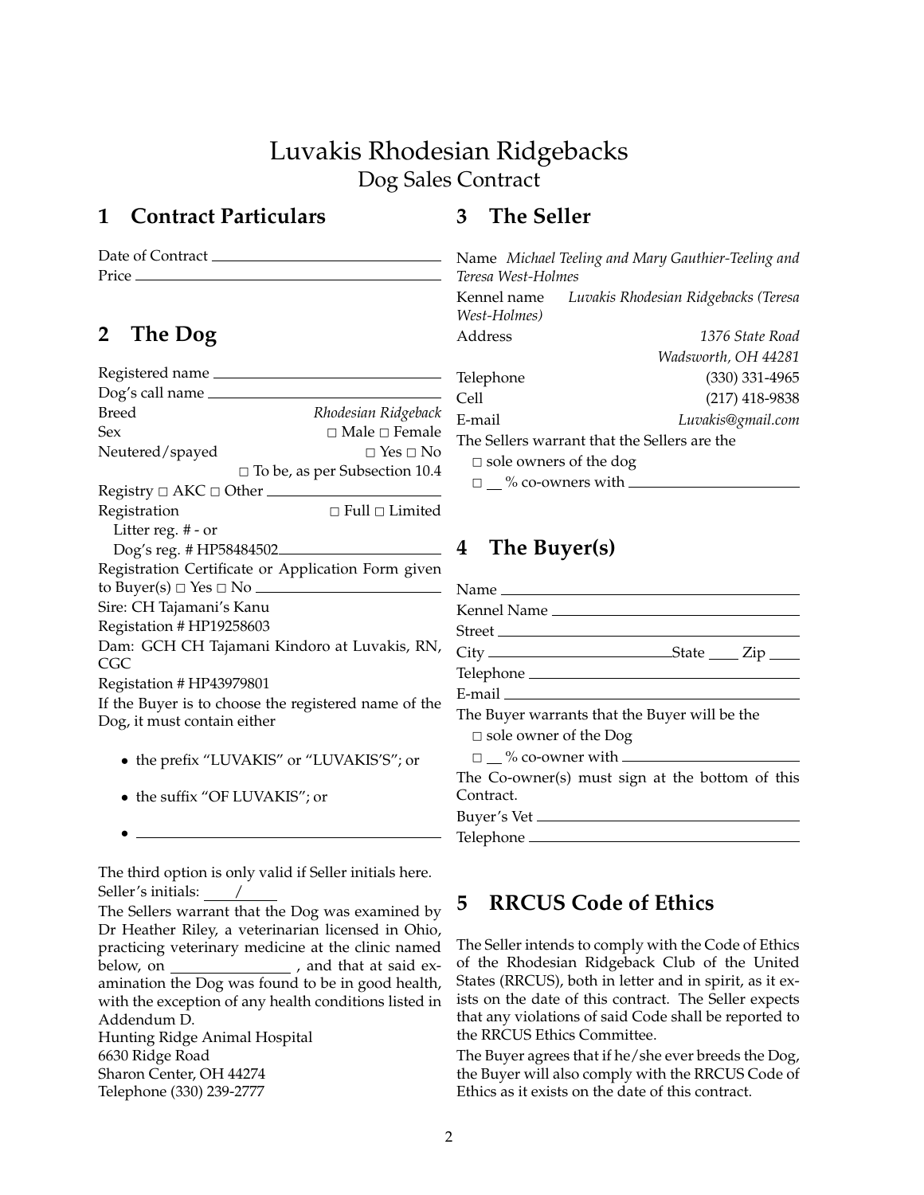# Luvakis Rhodesian Ridgebacks
Dog Sales Contract

## 1 Contract Particulars

Date of Contract ______________________________
Price ______________________________

## 2 The Dog

Registered name ______________________________
Dog's call name ______________________________
Breed *Rhodesian Ridgeback*
Sex □ Male □ Female
Neutered/spayed □ Yes □ No
□ To be, as per Subsection 10.4
Registry □ AKC □ Other ______________________________
Registration □ Full □ Limited
Litter reg. # - or
Dog's reg. # HP58484502______________________________
Registration Certificate or Application Form given to Buyer(s) □ Yes □ No ______________________________
Sire: CH Tajamani's Kanu
Registation # HP19258603
Dam: GCH CH Tajamani Kindoro at Luvakis, RN, CGC
Registation # HP43979801

If the Buyer is to choose the registered name of the Dog, it must contain either

- the prefix "LUVAKIS" or "LUVAKIS'S"; or
- the suffix "OF LUVAKIS"; or
- ______________________________

The third option is only valid if Seller initials here.
Seller's initials: ____/____

The Sellers warrant that the Dog was examined by Dr Heather Riley, a veterinarian licensed in Ohio, practicing veterinary medicine at the clinic named below, on ______________ , and that at said examination the Dog was found to be in good health, with the exception of any health conditions listed in Addendum D.

Hunting Ridge Animal Hospital
6630 Ridge Road
Sharon Center, OH 44274
Telephone (330) 239-2777

## 3 The Seller

Name *Michael Teeling and Mary Gauthier-Teeling and Teresa West-Holmes*
Kennel name *Luvakis Rhodesian Ridgebacks (Teresa West-Holmes)*
Address *1376 State Road*
*Wadsworth, OH 44281*
Telephone (330) 331-4965
Cell (217) 418-9838
E-mail *Luvakis@gmail.com*

The Sellers warrant that the Sellers are the
□ sole owners of the dog
□ __ % co-owners with ______________________________

## 4 The Buyer(s)

Name ______________________________
Kennel Name ______________________________
Street ______________________________
City ______________________________ State ____ Zip ____
Telephone ______________________________
E-mail ______________________________

The Buyer warrants that the Buyer will be the
□ sole owner of the Dog
□ __ % co-owner with ______________________________

The Co-owner(s) must sign at the bottom of this Contract.

Buyer's Vet ______________________________
Telephone ______________________________

## 5 RRCUS Code of Ethics

The Seller intends to comply with the Code of Ethics of the Rhodesian Ridgeback Club of the United States (RRCUS), both in letter and in spirit, as it exists on the date of this contract. The Seller expects that any violations of said Code shall be reported to the RRCUS Ethics Committee.

The Buyer agrees that if he/she ever breeds the Dog, the Buyer will also comply with the RRCUS Code of Ethics as it exists on the date of this contract.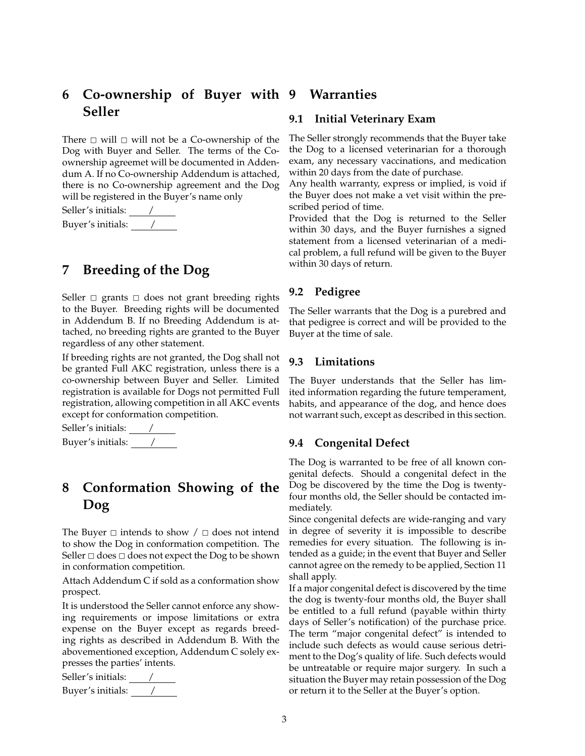# 6 Co-ownership of Buyer with Seller

There □ will □ will not be a Co-ownership of the Dog with Buyer and Seller. The terms of the Co-ownership agreemet will be documented in Addendum A. If no Co-ownership Addendum is attached, there is no Co-ownership agreement and the Dog will be registered in the Buyer's name only

Seller's initials: ____/____

Buyer's initials: ____/____

# 7 Breeding of the Dog

Seller □ grants □ does not grant breeding rights to the Buyer. Breeding rights will be documented in Addendum B. If no Breeding Addendum is attached, no breeding rights are granted to the Buyer regardless of any other statement.

If breeding rights are not granted, the Dog shall not be granted Full AKC registration, unless there is a co-ownership between Buyer and Seller. Limited registration is available for Dogs not permitted Full registration, allowing competition in all AKC events except for conformation competition.

Seller's initials: ____/____

Buyer's initials: ____/____

# 8 Conformation Showing of the Dog

The Buyer □ intends to show / □ does not intend to show the Dog in conformation competition. The Seller □ does □ does not expect the Dog to be shown in conformation competition.

Attach Addendum C if sold as a conformation show prospect.

It is understood the Seller cannot enforce any showing requirements or impose limitations or extra expense on the Buyer except as regards breeding rights as described in Addendum B. With the abovementioned exception, Addendum C solely expresses the parties' intents.

Seller's initials: ____/____

Buyer's initials: ____/____

# 9 Warranties

## 9.1 Initial Veterinary Exam

The Seller strongly recommends that the Buyer take the Dog to a licensed veterinarian for a thorough exam, any necessary vaccinations, and medication within 20 days from the date of purchase.

Any health warranty, express or implied, is void if the Buyer does not make a vet visit within the prescribed period of time.

Provided that the Dog is returned to the Seller within 30 days, and the Buyer furnishes a signed statement from a licensed veterinarian of a medical problem, a full refund will be given to the Buyer within 30 days of return.

## 9.2 Pedigree

The Seller warrants that the Dog is a purebred and that pedigree is correct and will be provided to the Buyer at the time of sale.

## 9.3 Limitations

The Buyer understands that the Seller has limited information regarding the future temperament, habits, and appearance of the dog, and hence does not warrant such, except as described in this section.

## 9.4 Congenital Defect

The Dog is warranted to be free of all known congenital defects. Should a congenital defect in the Dog be discovered by the time the Dog is twenty-four months old, the Seller should be contacted immediately.

Since congenital defects are wide-ranging and vary in degree of severity it is impossible to describe remedies for every situation. The following is intended as a guide; in the event that Buyer and Seller cannot agree on the remedy to be applied, Section 11 shall apply.

If a major congenital defect is discovered by the time the dog is twenty-four months old, the Buyer shall be entitled to a full refund (payable within thirty days of Seller's notification) of the purchase price. The term "major congenital defect" is intended to include such defects as would cause serious detriment to the Dog's quality of life. Such defects would be untreatable or require major surgery. In such a situation the Buyer may retain possession of the Dog or return it to the Seller at the Buyer's option.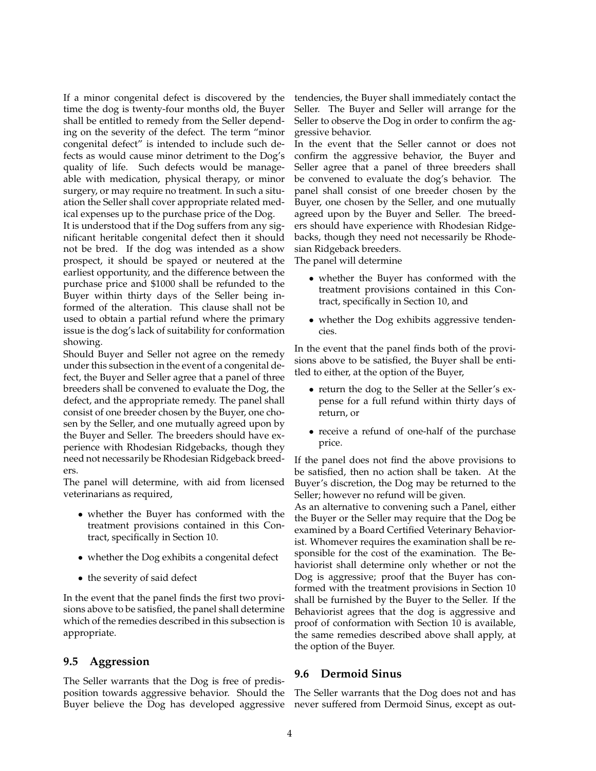If a minor congenital defect is discovered by the time the dog is twenty-four months old, the Buyer shall be entitled to remedy from the Seller depending on the severity of the defect. The term "minor congenital defect" is intended to include such defects as would cause minor detriment to the Dog's quality of life. Such defects would be manageable with medication, physical therapy, or minor surgery, or may require no treatment. In such a situation the Seller shall cover appropriate related medical expenses up to the purchase price of the Dog.

It is understood that if the Dog suffers from any significant heritable congenital defect then it should not be bred. If the dog was intended as a show prospect, it should be spayed or neutered at the earliest opportunity, and the difference between the purchase price and $1000 shall be refunded to the Buyer within thirty days of the Seller being informed of the alteration. This clause shall not be used to obtain a partial refund where the primary issue is the dog's lack of suitability for conformation showing.

Should Buyer and Seller not agree on the remedy under this subsection in the event of a congenital defect, the Buyer and Seller agree that a panel of three breeders shall be convened to evaluate the Dog, the defect, and the appropriate remedy. The panel shall consist of one breeder chosen by the Buyer, one chosen by the Seller, and one mutually agreed upon by the Buyer and Seller. The breeders should have experience with Rhodesian Ridgebacks, though they need not necessarily be Rhodesian Ridgeback breeders.

The panel will determine, with aid from licensed veterinarians as required,

- whether the Buyer has conformed with the treatment provisions contained in this Contract, specifically in Section 10.
- whether the Dog exhibits a congenital defect
- the severity of said defect

In the event that the panel finds the first two provisions above to be satisfied, the panel shall determine which of the remedies described in this subsection is appropriate.

### 9.5 Aggression

The Seller warrants that the Dog is free of predisposition towards aggressive behavior. Should the Buyer believe the Dog has developed aggressive tendencies, the Buyer shall immediately contact the Seller. The Buyer and Seller will arrange for the Seller to observe the Dog in order to confirm the aggressive behavior.

In the event that the Seller cannot or does not confirm the aggressive behavior, the Buyer and Seller agree that a panel of three breeders shall be convened to evaluate the dog's behavior. The panel shall consist of one breeder chosen by the Buyer, one chosen by the Seller, and one mutually agreed upon by the Buyer and Seller. The breeders should have experience with Rhodesian Ridgebacks, though they need not necessarily be Rhodesian Ridgeback breeders.

The panel will determine

- whether the Buyer has conformed with the treatment provisions contained in this Contract, specifically in Section 10, and
- whether the Dog exhibits aggressive tendencies.

In the event that the panel finds both of the provisions above to be satisfied, the Buyer shall be entitled to either, at the option of the Buyer,

- return the dog to the Seller at the Seller's expense for a full refund within thirty days of return, or
- receive a refund of one-half of the purchase price.

If the panel does not find the above provisions to be satisfied, then no action shall be taken. At the Buyer's discretion, the Dog may be returned to the Seller; however no refund will be given.

As an alternative to convening such a Panel, either the Buyer or the Seller may require that the Dog be examined by a Board Certified Veterinary Behaviorist. Whomever requires the examination shall be responsible for the cost of the examination. The Behaviorist shall determine only whether or not the Dog is aggressive; proof that the Buyer has conformed with the treatment provisions in Section 10 shall be furnished by the Buyer to the Seller. If the Behaviorist agrees that the dog is aggressive and proof of conformation with Section 10 is available, the same remedies described above shall apply, at the option of the Buyer.

### 9.6 Dermoid Sinus

The Seller warrants that the Dog does not and has never suffered from Dermoid Sinus, except as out-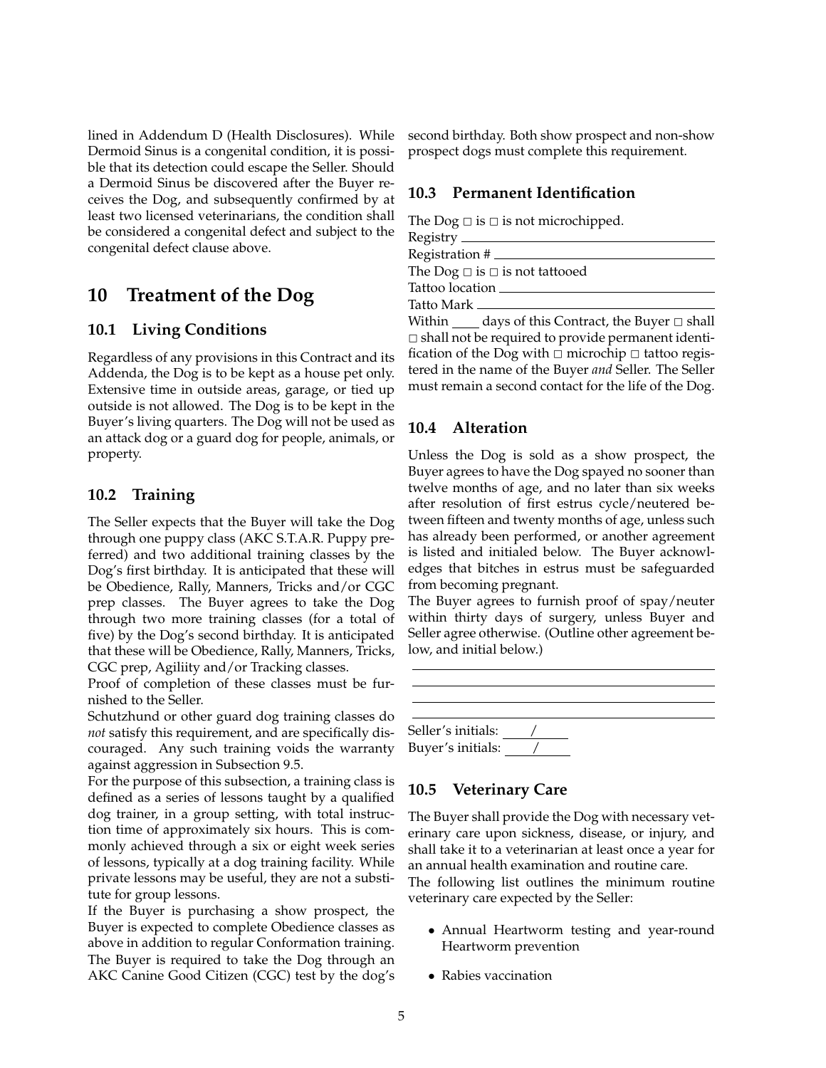lined in Addendum D (Health Disclosures). While Dermoid Sinus is a congenital condition, it is possible that its detection could escape the Seller. Should a Dermoid Sinus be discovered after the Buyer receives the Dog, and subsequently confirmed by at least two licensed veterinarians, the condition shall be considered a congenital defect and subject to the congenital defect clause above.

# 10 Treatment of the Dog

## 10.1 Living Conditions

Regardless of any provisions in this Contract and its Addenda, the Dog is to be kept as a house pet only. Extensive time in outside areas, garage, or tied up outside is not allowed. The Dog is to be kept in the Buyer's living quarters. The Dog will not be used as an attack dog or a guard dog for people, animals, or property.

## 10.2 Training

The Seller expects that the Buyer will take the Dog through one puppy class (AKC S.T.A.R. Puppy preferred) and two additional training classes by the Dog's first birthday. It is anticipated that these will be Obedience, Rally, Manners, Tricks and/or CGC prep classes. The Buyer agrees to take the Dog through two more training classes (for a total of five) by the Dog's second birthday. It is anticipated that these will be Obedience, Rally, Manners, Tricks, CGC prep, Agiliity and/or Tracking classes.

Proof of completion of these classes must be furnished to the Seller.

Schutzhund or other guard dog training classes do *not* satisfy this requirement, and are specifically discouraged. Any such training voids the warranty against aggression in Subsection 9.5.

For the purpose of this subsection, a training class is defined as a series of lessons taught by a qualified dog trainer, in a group setting, with total instruction time of approximately six hours. This is commonly achieved through a six or eight week series of lessons, typically at a dog training facility. While private lessons may be useful, they are not a substitute for group lessons.

If the Buyer is purchasing a show prospect, the Buyer is expected to complete Obedience classes as above in addition to regular Conformation training. The Buyer is required to take the Dog through an AKC Canine Good Citizen (CGC) test by the dog's second birthday. Both show prospect and non-show prospect dogs must complete this requirement.

## 10.3 Permanent Identification

The Dog ☐ is ☐ is not microchipped.
Registry ______________________________
Registration # __________________________
The Dog ☐ is ☐ is not tattooed
Tattoo location __________________________
Tatto Mark ______________________________
Within ____ days of this Contract, the Buyer ☐ shall ☐ shall not be required to provide permanent identification of the Dog with ☐ microchip ☐ tattoo registered in the name of the Buyer *and* Seller. The Seller must remain a second contact for the life of the Dog.

## 10.4 Alteration

Unless the Dog is sold as a show prospect, the Buyer agrees to have the Dog spayed no sooner than twelve months of age, and no later than six weeks after resolution of first estrus cycle/neutered between fifteen and twenty months of age, unless such has already been performed, or another agreement is listed and initialed below. The Buyer acknowledges that bitches in estrus must be safeguarded from becoming pregnant.

The Buyer agrees to furnish proof of spay/neuter within thirty days of surgery, unless Buyer and Seller agree otherwise. (Outline other agreement below, and initial below.)

______________________________________________
______________________________________________
______________________________________________
______________________________________________

Seller's initials: ____/____
Buyer's initials: ____/____

## 10.5 Veterinary Care

The Buyer shall provide the Dog with necessary veterinary care upon sickness, disease, or injury, and shall take it to a veterinarian at least once a year for an annual health examination and routine care.

The following list outlines the minimum routine veterinary care expected by the Seller:

- Annual Heartworm testing and year-round Heartworm prevention
- Rabies vaccination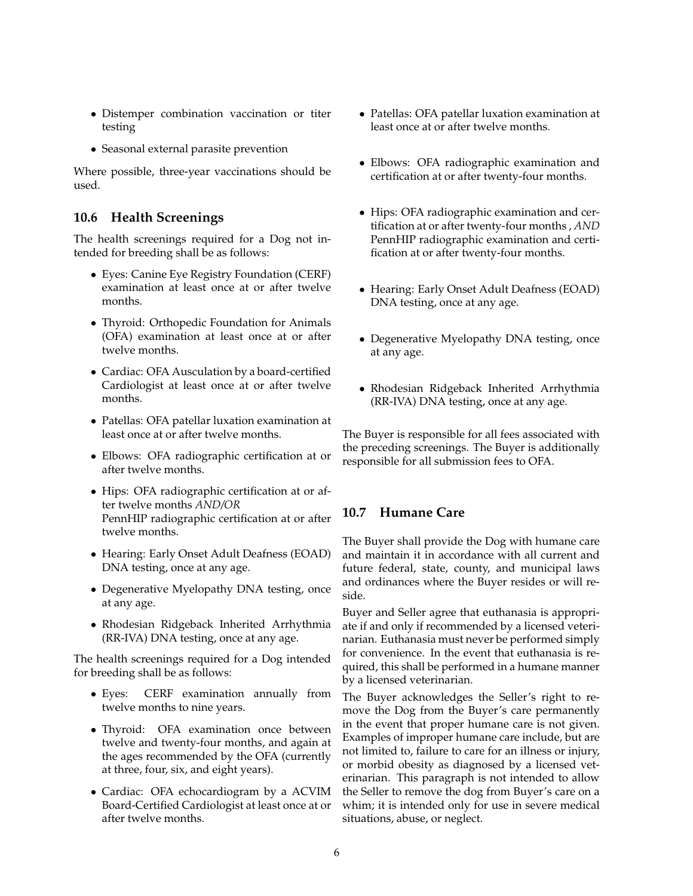- Distemper combination vaccination or titer testing
- Seasonal external parasite prevention

Where possible, three-year vaccinations should be used.

### 10.6 Health Screenings

The health screenings required for a Dog not intended for breeding shall be as follows:

- Eyes: Canine Eye Registry Foundation (CERF) examination at least once at or after twelve months.
- Thyroid: Orthopedic Foundation for Animals (OFA) examination at least once at or after twelve months.
- Cardiac: OFA Ausculation by a board-certified Cardiologist at least once at or after twelve months.
- Patellas: OFA patellar luxation examination at least once at or after twelve months.
- Elbows: OFA radiographic certification at or after twelve months.
- Hips: OFA radiographic certification at or after twelve months *AND/OR*
  PennHIP radiographic certification at or after twelve months.
- Hearing: Early Onset Adult Deafness (EOAD) DNA testing, once at any age.
- Degenerative Myelopathy DNA testing, once at any age.
- Rhodesian Ridgeback Inherited Arrhythmia (RR-IVA) DNA testing, once at any age.

The health screenings required for a Dog intended for breeding shall be as follows:

- Eyes: CERF examination annually from twelve months to nine years.
- Thyroid: OFA examination once between twelve and twenty-four months, and again at the ages recommended by the OFA (currently at three, four, six, and eight years).
- Cardiac: OFA echocardiogram by a ACVIM Board-Certified Cardiologist at least once at or after twelve months.
- Patellas: OFA patellar luxation examination at least once at or after twelve months.
- Elbows: OFA radiographic examination and certification at or after twenty-four months.
- Hips: OFA radiographic examination and certification at or after twenty-four months , *AND* PennHIP radiographic examination and certification at or after twenty-four months.
- Hearing: Early Onset Adult Deafness (EOAD) DNA testing, once at any age.
- Degenerative Myelopathy DNA testing, once at any age.
- Rhodesian Ridgeback Inherited Arrhythmia (RR-IVA) DNA testing, once at any age.

The Buyer is responsible for all fees associated with the preceding screenings. The Buyer is additionally responsible for all submission fees to OFA.

### 10.7 Humane Care

The Buyer shall provide the Dog with humane care and maintain it in accordance with all current and future federal, state, county, and municipal laws and ordinances where the Buyer resides or will reside.

Buyer and Seller agree that euthanasia is appropriate if and only if recommended by a licensed veterinarian. Euthanasia must never be performed simply for convenience. In the event that euthanasia is required, this shall be performed in a humane manner by a licensed veterinarian.

The Buyer acknowledges the Seller's right to remove the Dog from the Buyer's care permanently in the event that proper humane care is not given. Examples of improper humane care include, but are not limited to, failure to care for an illness or injury, or morbid obesity as diagnosed by a licensed veterinarian. This paragraph is not intended to allow the Seller to remove the dog from Buyer's care on a whim; it is intended only for use in severe medical situations, abuse, or neglect.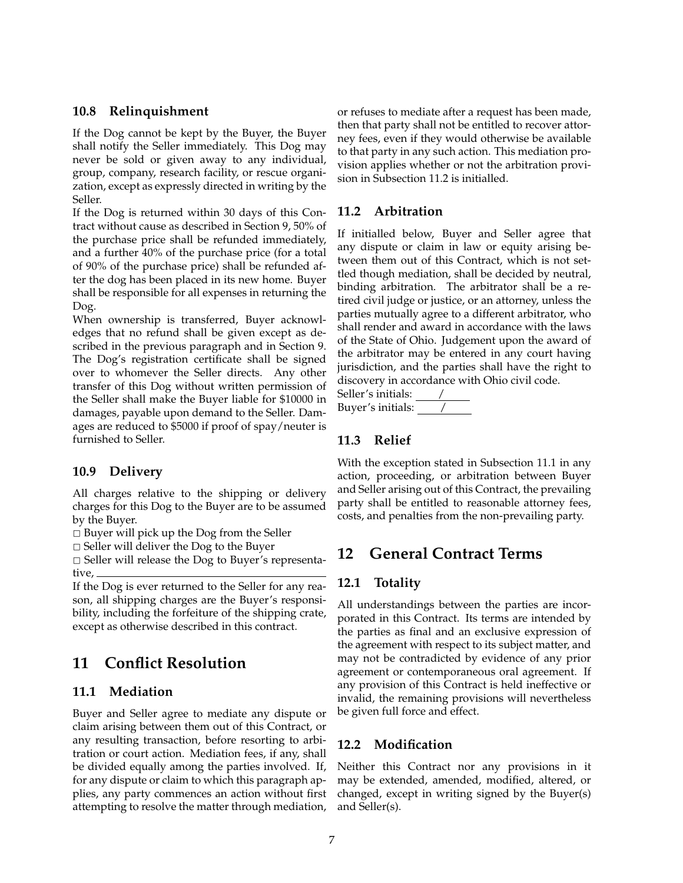### 10.8 Relinquishment

If the Dog cannot be kept by the Buyer, the Buyer shall notify the Seller immediately. This Dog may never be sold or given away to any individual, group, company, research facility, or rescue organization, except as expressly directed in writing by the Seller.

If the Dog is returned within 30 days of this Contract without cause as described in Section 9, 50% of the purchase price shall be refunded immediately, and a further 40% of the purchase price (for a total of 90% of the purchase price) shall be refunded after the dog has been placed in its new home. Buyer shall be responsible for all expenses in returning the Dog.

When ownership is transferred, Buyer acknowledges that no refund shall be given except as described in the previous paragraph and in Section 9. The Dog's registration certificate shall be signed over to whomever the Seller directs. Any other transfer of this Dog without written permission of the Seller shall make the Buyer liable for $10000 in damages, payable upon demand to the Seller. Damages are reduced to $5000 if proof of spay/neuter is furnished to Seller.

### 10.9 Delivery

All charges relative to the shipping or delivery charges for this Dog to the Buyer are to be assumed by the Buyer.

☐ Buyer will pick up the Dog from the Seller
☐ Seller will deliver the Dog to the Buyer
☐ Seller will release the Dog to Buyer's representative, ______________________________

If the Dog is ever returned to the Seller for any reason, all shipping charges are the Buyer's responsibility, including the forfeiture of the shipping crate, except as otherwise described in this contract.

## 11 Conflict Resolution

### 11.1 Mediation

Buyer and Seller agree to mediate any dispute or claim arising between them out of this Contract, or any resulting transaction, before resorting to arbitration or court action. Mediation fees, if any, shall be divided equally among the parties involved. If, for any dispute or claim to which this paragraph applies, any party commences an action without first attempting to resolve the matter through mediation, or refuses to mediate after a request has been made, then that party shall not be entitled to recover attorney fees, even if they would otherwise be available to that party in any such action. This mediation provision applies whether or not the arbitration provision in Subsection 11.2 is initialled.

### 11.2 Arbitration

If initialled below, Buyer and Seller agree that any dispute or claim in law or equity arising between them out of this Contract, which is not settled though mediation, shall be decided by neutral, binding arbitration. The arbitrator shall be a retired civil judge or justice, or an attorney, unless the parties mutually agree to a different arbitrator, who shall render and award in accordance with the laws of the State of Ohio. Judgement upon the award of the arbitrator may be entered in any court having jurisdiction, and the parties shall have the right to discovery in accordance with Ohio civil code.

Seller's initials: ____/____
Buyer's initials: ____/____

### 11.3 Relief

With the exception stated in Subsection 11.1 in any action, proceeding, or arbitration between Buyer and Seller arising out of this Contract, the prevailing party shall be entitled to reasonable attorney fees, costs, and penalties from the non-prevailing party.

## 12 General Contract Terms

### 12.1 Totality

All understandings between the parties are incorporated in this Contract. Its terms are intended by the parties as final and an exclusive expression of the agreement with respect to its subject matter, and may not be contradicted by evidence of any prior agreement or contemporaneous oral agreement. If any provision of this Contract is held ineffective or invalid, the remaining provisions will nevertheless be given full force and effect.

### 12.2 Modification

Neither this Contract nor any provisions in it may be extended, amended, modified, altered, or changed, except in writing signed by the Buyer(s) and Seller(s).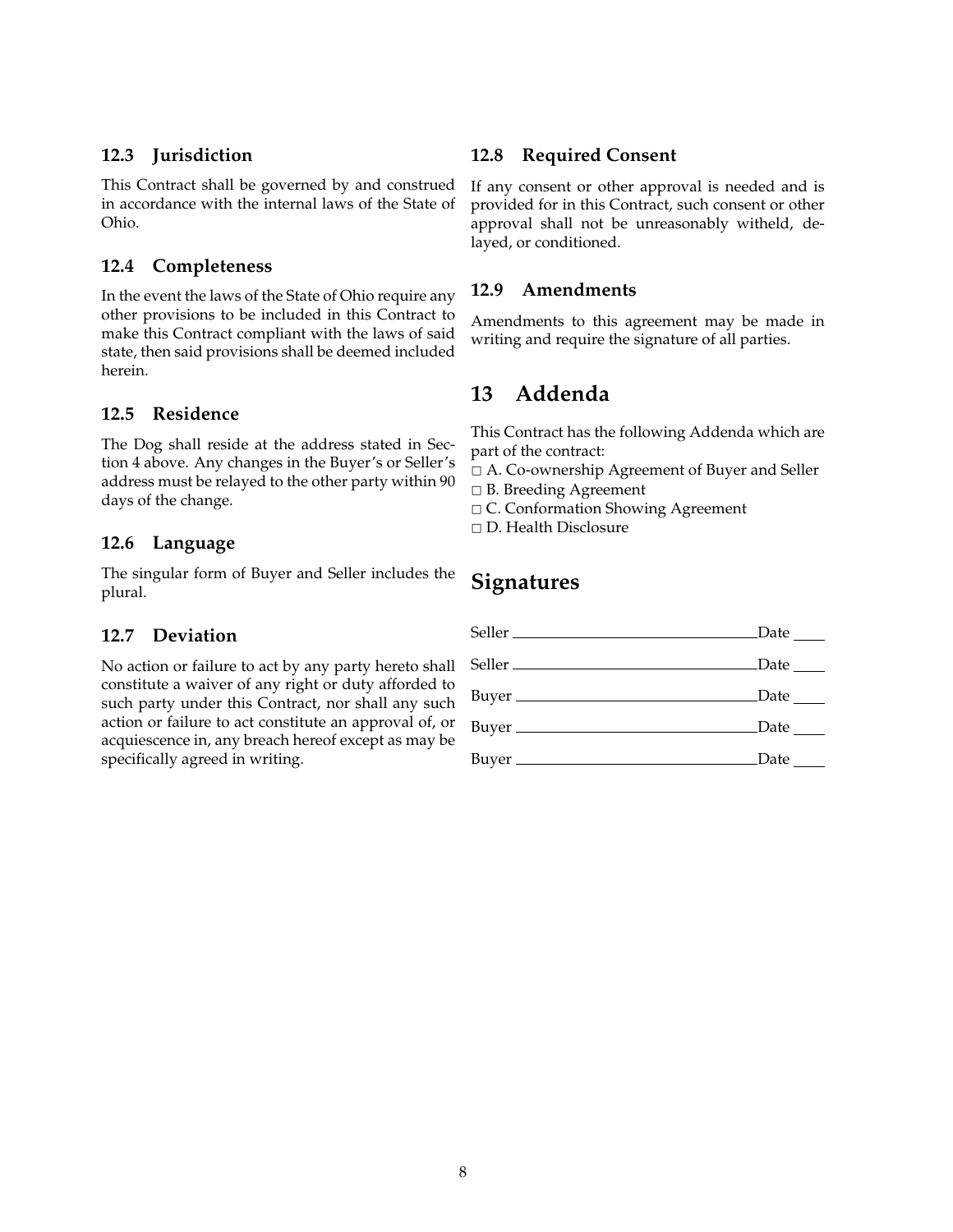### 12.3 Jurisdiction

This Contract shall be governed by and construed in accordance with the internal laws of the State of Ohio.

### 12.4 Completeness

In the event the laws of the State of Ohio require any other provisions to be included in this Contract to make this Contract compliant with the laws of said state, then said provisions shall be deemed included herein.

### 12.5 Residence

The Dog shall reside at the address stated in Section 4 above. Any changes in the Buyer's or Seller's address must be relayed to the other party within 90 days of the change.

### 12.6 Language

The singular form of Buyer and Seller includes the plural.

### 12.7 Deviation

No action or failure to act by any party hereto shall constitute a waiver of any right or duty afforded to such party under this Contract, nor shall any such action or failure to act constitute an approval of, or acquiescence in, any breach hereof except as may be specifically agreed in writing.

### 12.8 Required Consent

If any consent or other approval is needed and is provided for in this Contract, such consent or other approval shall not be unreasonably witheld, delayed, or conditioned.

### 12.9 Amendments

Amendments to this agreement may be made in writing and require the signature of all parties.

## 13 Addenda

This Contract has the following Addenda which are part of the contract:

□ A. Co-ownership Agreement of Buyer and Seller
□ B. Breeding Agreement
□ C. Conformation Showing Agreement
□ D. Health Disclosure

## Signatures

Seller ______________________________ Date ____

Seller ______________________________ Date ____

Buyer ______________________________ Date ____

Buyer ______________________________ Date ____

Buyer ______________________________ Date ____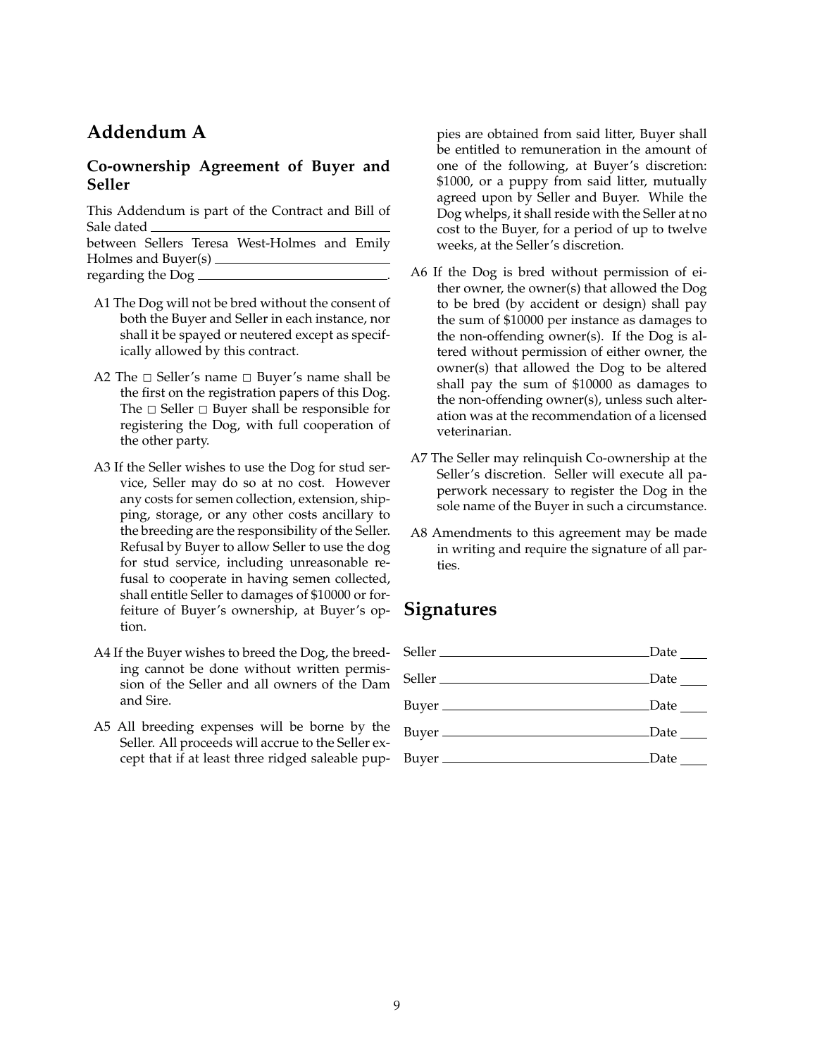# Addendum A

## Co-ownership Agreement of Buyer and Seller

This Addendum is part of the Contract and Bill of Sale dated \_\_\_\_\_\_\_\_\_\_\_\_\_\_\_\_\_\_\_\_\_\_\_\_\_\_\_\_\_\_
between Sellers Teresa West-Holmes and Emily Holmes and Buyer(s) \_\_\_\_\_\_\_\_\_\_\_\_\_\_\_\_\_\_\_\_\_\_\_\_\_\_\_\_\_\_
regarding the Dog \_\_\_\_\_\_\_\_\_\_\_\_\_\_\_\_\_\_\_\_\_\_\_\_\_\_\_\_\_\_.

A1 The Dog will not be bred without the consent of both the Buyer and Seller in each instance, nor shall it be spayed or neutered except as specifically allowed by this contract.

A2 The □ Seller's name □ Buyer's name shall be the first on the registration papers of this Dog. The □ Seller □ Buyer shall be responsible for registering the Dog, with full cooperation of the other party.

A3 If the Seller wishes to use the Dog for stud service, Seller may do so at no cost. However any costs for semen collection, extension, shipping, storage, or any other costs ancillary to the breeding are the responsibility of the Seller. Refusal by Buyer to allow Seller to use the dog for stud service, including unreasonable refusal to cooperate in having semen collected, shall entitle Seller to damages of $10000 or forfeiture of Buyer's ownership, at Buyer's option.

A4 If the Buyer wishes to breed the Dog, the breeding cannot be done without written permission of the Seller and all owners of the Dam and Sire.

A5 All breeding expenses will be borne by the Seller. All proceeds will accrue to the Seller except that if at least three ridged saleable puppies are obtained from said litter, Buyer shall be entitled to remuneration in the amount of one of the following, at Buyer's discretion: $1000, or a puppy from said litter, mutually agreed upon by Seller and Buyer. While the Dog whelps, it shall reside with the Seller at no cost to the Buyer, for a period of up to twelve weeks, at the Seller's discretion.

A6 If the Dog is bred without permission of either owner, the owner(s) that allowed the Dog to be bred (by accident or design) shall pay the sum of $10000 per instance as damages to the non-offending owner(s). If the Dog is altered without permission of either owner, the owner(s) that allowed the Dog to be altered shall pay the sum of $10000 as damages to the non-offending owner(s), unless such alteration was at the recommendation of a licensed veterinarian.

A7 The Seller may relinquish Co-ownership at the Seller's discretion. Seller will execute all paperwork necessary to register the Dog in the sole name of the Buyer in such a circumstance.

A8 Amendments to this agreement may be made in writing and require the signature of all parties.

# Signatures

Seller \_\_\_\_\_\_\_\_\_\_\_\_\_\_\_\_\_\_\_\_\_\_\_\_\_\_\_\_\_\_ Date \_\_\_\_

Seller \_\_\_\_\_\_\_\_\_\_\_\_\_\_\_\_\_\_\_\_\_\_\_\_\_\_\_\_\_\_ Date \_\_\_\_

Buyer \_\_\_\_\_\_\_\_\_\_\_\_\_\_\_\_\_\_\_\_\_\_\_\_\_\_\_\_\_\_ Date \_\_\_\_

Buyer \_\_\_\_\_\_\_\_\_\_\_\_\_\_\_\_\_\_\_\_\_\_\_\_\_\_\_\_\_\_ Date \_\_\_\_

Buyer \_\_\_\_\_\_\_\_\_\_\_\_\_\_\_\_\_\_\_\_\_\_\_\_\_\_\_\_\_\_ Date \_\_\_\_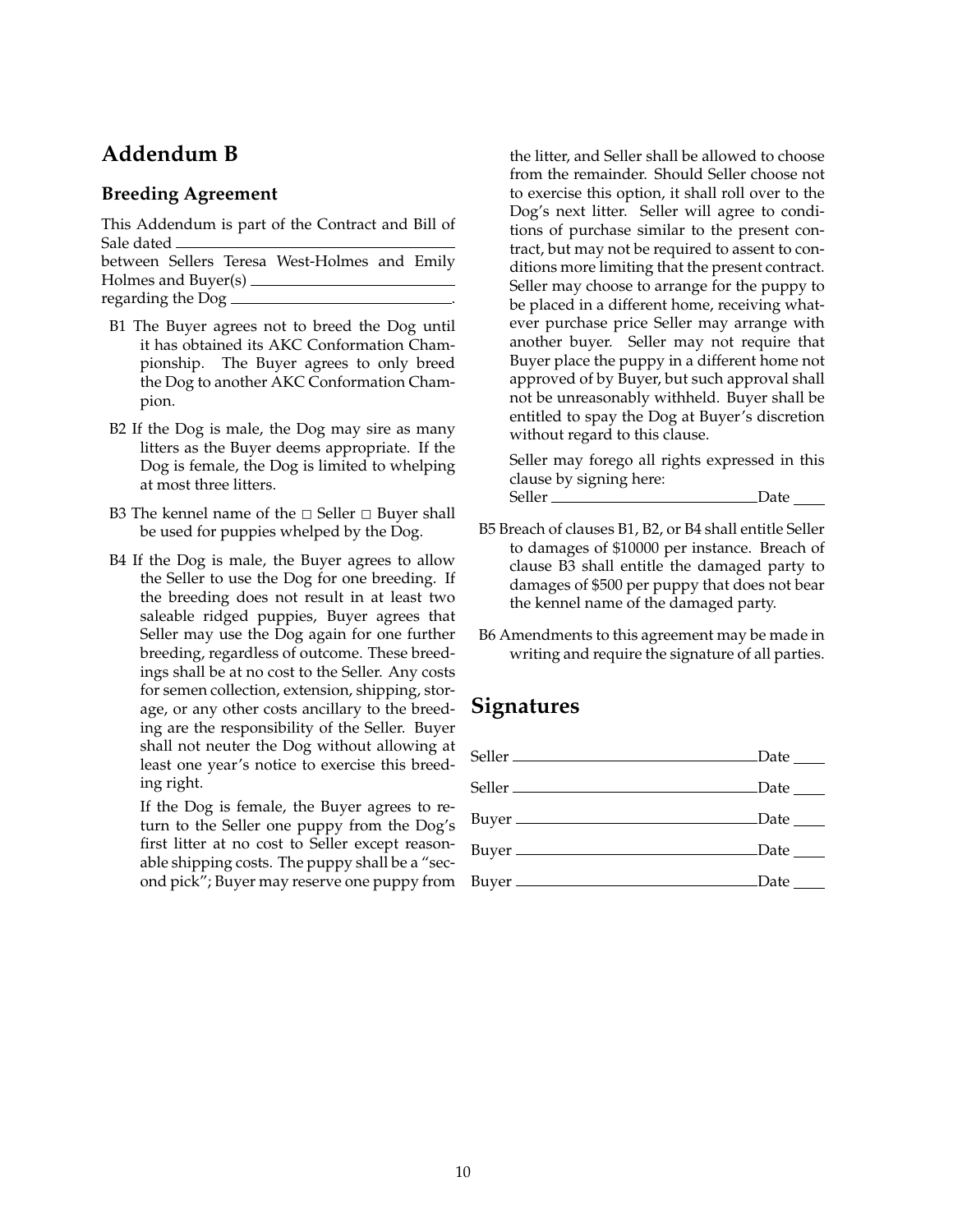# Addendum B

## Breeding Agreement

This Addendum is part of the Contract and Bill of Sale dated \_\_\_\_\_\_\_\_\_\_\_\_\_\_\_\_\_\_\_\_\_\_\_\_\_\_
between Sellers Teresa West-Holmes and Emily Holmes and Buyer(s) \_\_\_\_\_\_\_\_\_\_\_\_\_\_\_\_\_\_\_\_\_\_\_\_
regarding the Dog \_\_\_\_\_\_\_\_\_\_\_\_\_\_\_\_\_\_\_\_\_\_\_\_\_\_\_\_.

B1 The Buyer agrees not to breed the Dog until it has obtained its AKC Conformation Championship. The Buyer agrees to only breed the Dog to another AKC Conformation Champion.

B2 If the Dog is male, the Dog may sire as many litters as the Buyer deems appropriate. If the Dog is female, the Dog is limited to whelping at most three litters.

B3 The kennel name of the ☐ Seller ☐ Buyer shall be used for puppies whelped by the Dog.

B4 If the Dog is male, the Buyer agrees to allow the Seller to use the Dog for one breeding. If the breeding does not result in at least two saleable ridged puppies, Buyer agrees that Seller may use the Dog again for one further breeding, regardless of outcome. These breedings shall be at no cost to the Seller. Any costs for semen collection, extension, shipping, storage, or any other costs ancillary to the breeding are the responsibility of the Seller. Buyer shall not neuter the Dog without allowing at least one year's notice to exercise this breeding right.

If the Dog is female, the Buyer agrees to return to the Seller one puppy from the Dog's first litter at no cost to Seller except reasonable shipping costs. The puppy shall be a "second pick"; Buyer may reserve one puppy from the litter, and Seller shall be allowed to choose from the remainder. Should Seller choose not to exercise this option, it shall roll over to the Dog's next litter. Seller will agree to conditions of purchase similar to the present contract, but may not be required to assent to conditions more limiting that the present contract. Seller may choose to arrange for the puppy to be placed in a different home, receiving whatever purchase price Seller may arrange with another buyer. Seller may not require that Buyer place the puppy in a different home not approved of by Buyer, but such approval shall not be unreasonably withheld. Buyer shall be entitled to spay the Dog at Buyer's discretion without regard to this clause.

Seller may forego all rights expressed in this clause by signing here:
Seller \_\_\_\_\_\_\_\_\_\_\_\_\_\_\_\_\_\_\_\_\_\_\_\_ Date \_\_\_\_

B5 Breach of clauses B1, B2, or B4 shall entitle Seller to damages of $10000 per instance. Breach of clause B3 shall entitle the damaged party to damages of $500 per puppy that does not bear the kennel name of the damaged party.

B6 Amendments to this agreement may be made in writing and require the signature of all parties.

# Signatures

Seller \_\_\_\_\_\_\_\_\_\_\_\_\_\_\_\_\_\_\_\_\_\_\_\_\_\_\_\_ Date \_\_\_\_

Seller \_\_\_\_\_\_\_\_\_\_\_\_\_\_\_\_\_\_\_\_\_\_\_\_\_\_\_\_ Date \_\_\_\_

Buyer \_\_\_\_\_\_\_\_\_\_\_\_\_\_\_\_\_\_\_\_\_\_\_\_\_\_\_\_ Date \_\_\_\_

Buyer \_\_\_\_\_\_\_\_\_\_\_\_\_\_\_\_\_\_\_\_\_\_\_\_\_\_\_\_ Date \_\_\_\_

Buyer \_\_\_\_\_\_\_\_\_\_\_\_\_\_\_\_\_\_\_\_\_\_\_\_\_\_\_\_ Date \_\_\_\_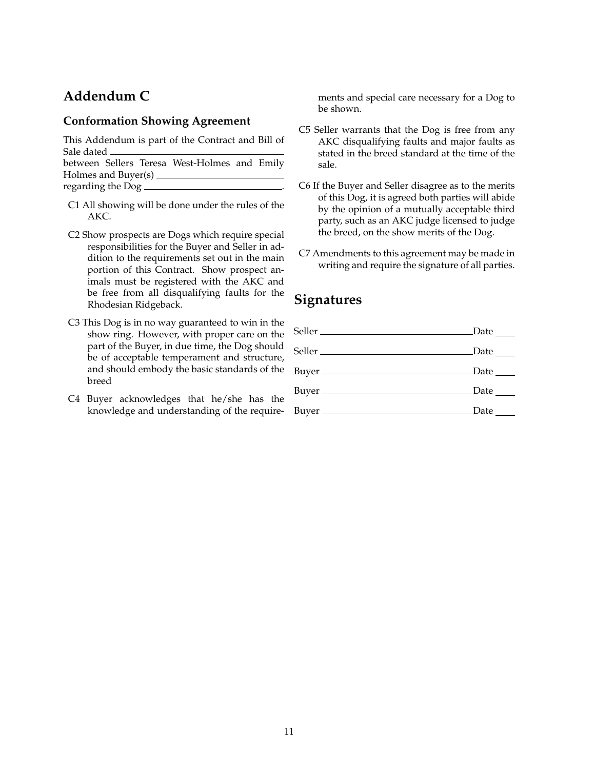# Addendum C

## Conformation Showing Agreement

This Addendum is part of the Contract and Bill of Sale dated \_\_\_\_\_\_\_\_\_\_\_\_\_\_\_\_\_\_\_\_\_\_\_\_\_\_\_\_\_\_
between Sellers Teresa West-Holmes and Emily Holmes and Buyer(s) \_\_\_\_\_\_\_\_\_\_\_\_\_\_\_\_\_\_\_\_\_\_\_\_
regarding the Dog \_\_\_\_\_\_\_\_\_\_\_\_\_\_\_\_\_\_\_\_\_\_\_\_\_\_\_\_.

C1 All showing will be done under the rules of the AKC.

C2 Show prospects are Dogs which require special responsibilities for the Buyer and Seller in addition to the requirements set out in the main portion of this Contract. Show prospect animals must be registered with the AKC and be free from all disqualifying faults for the Rhodesian Ridgeback.

C3 This Dog is in no way guaranteed to win in the show ring. However, with proper care on the part of the Buyer, in due time, the Dog should be of acceptable temperament and structure, and should embody the basic standards of the breed

C4 Buyer acknowledges that he/she has the knowledge and understanding of the requirements and special care necessary for a Dog to be shown.

C5 Seller warrants that the Dog is free from any AKC disqualifying faults and major faults as stated in the breed standard at the time of the sale.

C6 If the Buyer and Seller disagree as to the merits of this Dog, it is agreed both parties will abide by the opinion of a mutually acceptable third party, such as an AKC judge licensed to judge the breed, on the show merits of the Dog.

C7 Amendments to this agreement may be made in writing and require the signature of all parties.

# Signatures

Seller \_\_\_\_\_\_\_\_\_\_\_\_\_\_\_\_\_\_\_\_\_\_\_\_\_\_\_\_\_\_ Date \_\_\_\_

Seller \_\_\_\_\_\_\_\_\_\_\_\_\_\_\_\_\_\_\_\_\_\_\_\_\_\_\_\_\_\_ Date \_\_\_\_

Buyer \_\_\_\_\_\_\_\_\_\_\_\_\_\_\_\_\_\_\_\_\_\_\_\_\_\_\_\_\_\_ Date \_\_\_\_

Buyer \_\_\_\_\_\_\_\_\_\_\_\_\_\_\_\_\_\_\_\_\_\_\_\_\_\_\_\_\_\_ Date \_\_\_\_

Buyer \_\_\_\_\_\_\_\_\_\_\_\_\_\_\_\_\_\_\_\_\_\_\_\_\_\_\_\_\_\_ Date \_\_\_\_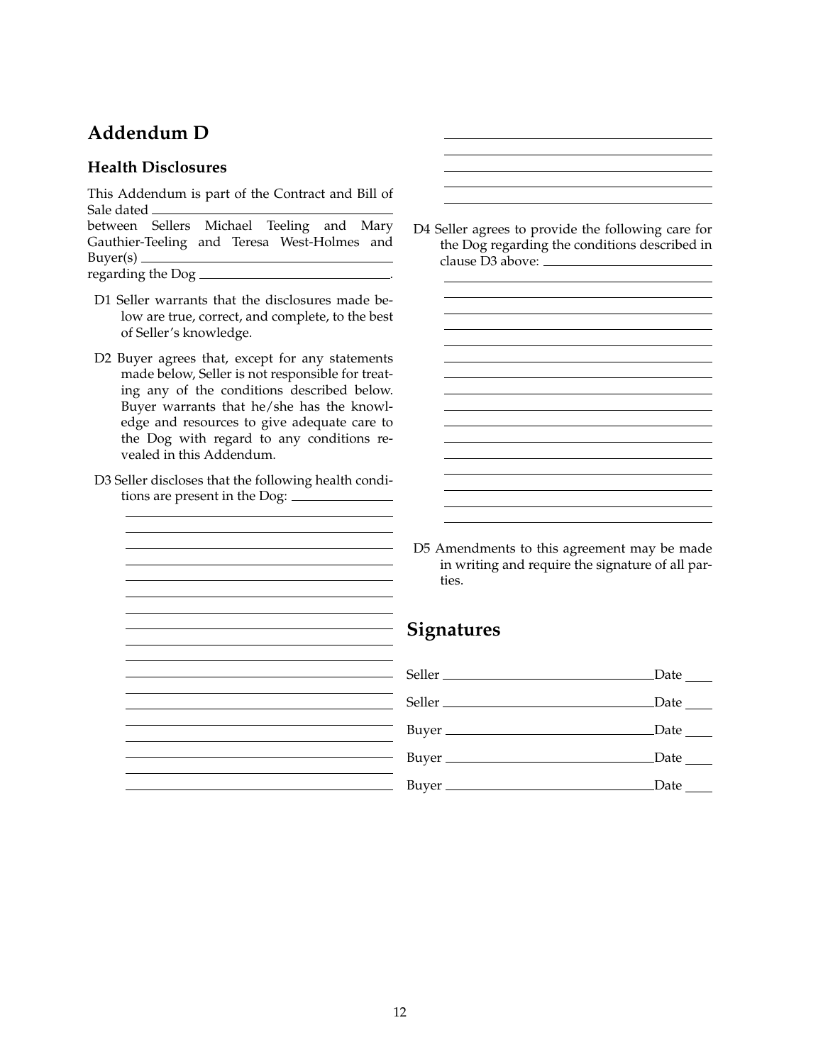## Addendum D

### Health Disclosures

This Addendum is part of the Contract and Bill of Sale dated ______________________
between Sellers Michael Teeling and Mary Gauthier-Teeling and Teresa West-Holmes and Buyer(s) ______________________
regarding the Dog ______________________.

D1 Seller warrants that the disclosures made below are true, correct, and complete, to the best of Seller's knowledge.

D2 Buyer agrees that, except for any statements made below, Seller is not responsible for treating any of the conditions described below. Buyer warrants that he/she has the knowledge and resources to give adequate care to the Dog with regard to any conditions revealed in this Addendum.

D3 Seller discloses that the following health conditions are present in the Dog: ______________________

______________________________________________

______________________________________________

______________________________________________

______________________________________________

______________________________________________

______________________________________________

______________________________________________

______________________________________________

______________________________________________

______________________________________________

______________________________________________

______________________________________________

______________________________________________

______________________________________________

______________________________________________

______________________________________________

______________________________________________

______________________________________________

______________________________________________

______________________________________________

D4 Seller agrees to provide the following care for the Dog regarding the conditions described in clause D3 above: ______________________

______________________________________________

______________________________________________

______________________________________________

______________________________________________

______________________________________________

______________________________________________

______________________________________________

______________________________________________

______________________________________________

______________________________________________

______________________________________________

______________________________________________

______________________________________________

______________________________________________

______________________________________________

D5 Amendments to this agreement may be made in writing and require the signature of all parties.

## Signatures

Seller ______________________ Date ______

Seller ______________________ Date ______

Buyer ______________________ Date ______

Buyer ______________________ Date ______

Buyer ______________________ Date ______